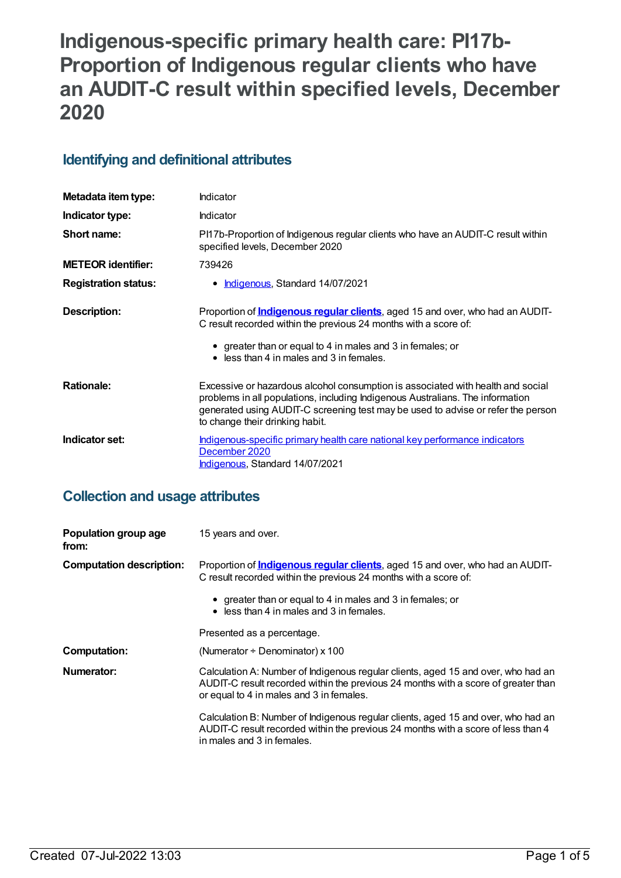# Indigenous-specific primary health care: PI17b-Proportion of Indigenous regular clients who have an AUDIT-C result within specified levels, December 2020

## Identifying and definitional attributes

| | |
|---|---|
| **Metadata item type:** | Indicator |
| **Indicator type:** | Indicator |
| **Short name:** | PI17b-Proportion of Indigenous regular clients who have an AUDIT-C result within specified levels, December 2020 |
| **METEOR identifier:** | 739426 |
| **Registration status:** | • Indigenous, Standard 14/07/2021 |
| **Description:** | Proportion of **Indigenous regular clients**, aged 15 and over, who had an AUDIT-C result recorded within the previous 24 months with a score of:<br>• greater than or equal to 4 in males and 3 in females; or<br>• less than 4 in males and 3 in females. |
| **Rationale:** | Excessive or hazardous alcohol consumption is associated with health and social problems in all populations, including Indigenous Australians. The information generated using AUDIT-C screening test may be used to advise or refer the person to change their drinking habit. |
| **Indicator set:** | Indigenous-specific primary health care national key performance indicators December 2020<br>Indigenous, Standard 14/07/2021 |

## Collection and usage attributes

| | |
|---|---|
| **Population group age from:** | 15 years and over. |
| **Computation description:** | Proportion of **Indigenous regular clients**, aged 15 and over, who had an AUDIT-C result recorded within the previous 24 months with a score of:<br>• greater than or equal to 4 in males and 3 in females; or<br>• less than 4 in males and 3 in females.<br><br>Presented as a percentage. |
| **Computation:** | (Numerator ÷ Denominator) x 100 |
| **Numerator:** | Calculation A: Number of Indigenous regular clients, aged 15 and over, who had an AUDIT-C result recorded within the previous 24 months with a score of greater than or equal to 4 in males and 3 in females.<br><br>Calculation B: Number of Indigenous regular clients, aged 15 and over, who had an AUDIT-C result recorded within the previous 24 months with a score of less than 4 in males and 3 in females. |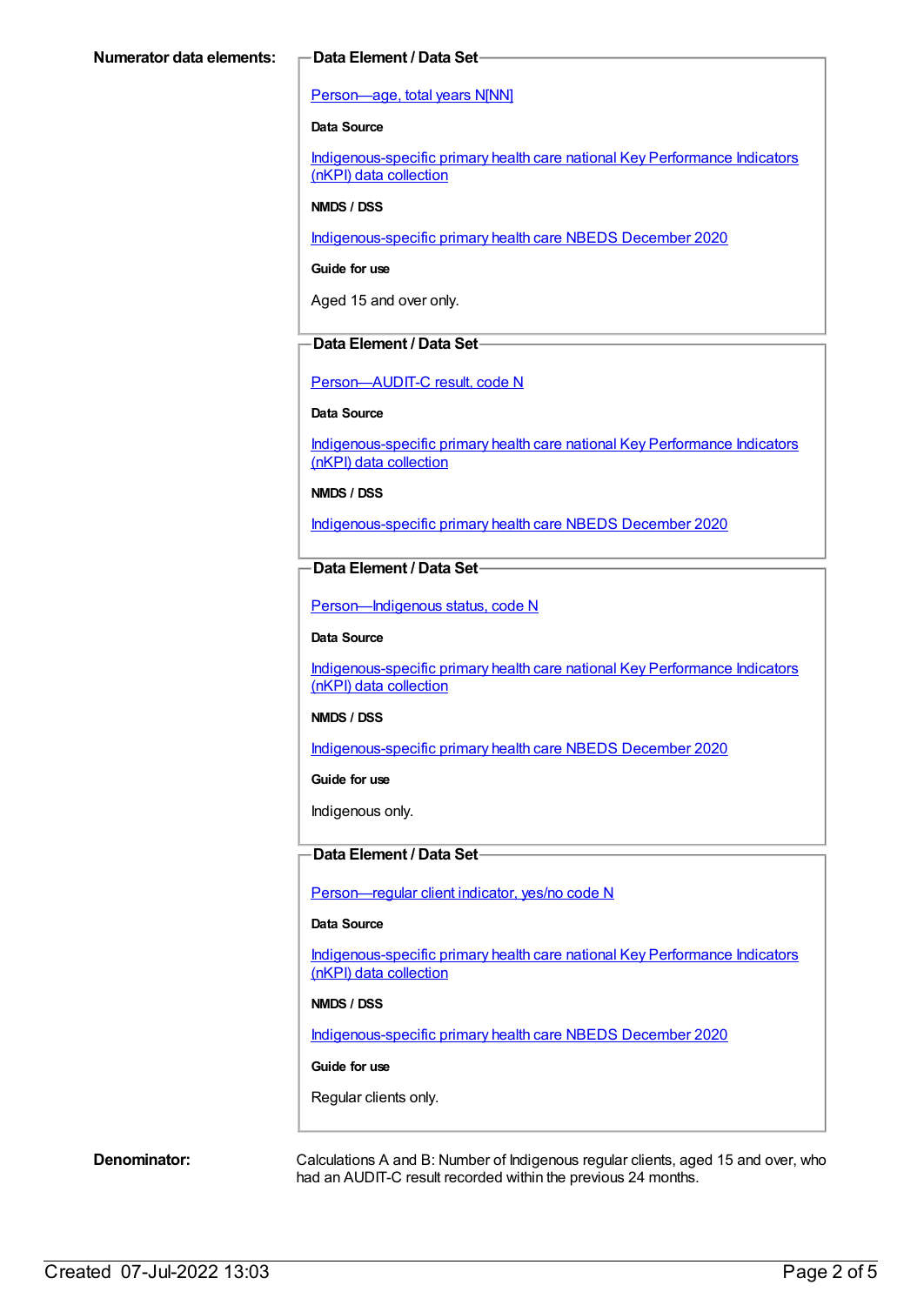**Numerator data elements:**

**Data Element / Data Set**

Person—age, total years N[NN]

**Data Source**

Indigenous-specific primary health care national Key Performance Indicators (nKPI) data collection

**NMDS / DSS**

Indigenous-specific primary health care NBEDS December 2020

**Guide for use**

Aged 15 and over only.

**Data Element / Data Set**

Person—AUDIT-C result, code N

**Data Source**

Indigenous-specific primary health care national Key Performance Indicators (nKPI) data collection

**NMDS / DSS**

Indigenous-specific primary health care NBEDS December 2020

**Data Element / Data Set**

Person—Indigenous status, code N

**Data Source**

Indigenous-specific primary health care national Key Performance Indicators (nKPI) data collection

**NMDS / DSS**

Indigenous-specific primary health care NBEDS December 2020

**Guide for use**

Indigenous only.

**Data Element / Data Set**

Person—regular client indicator, yes/no code N

**Data Source**

Indigenous-specific primary health care national Key Performance Indicators (nKPI) data collection

**NMDS / DSS**

Indigenous-specific primary health care NBEDS December 2020

**Guide for use**

Regular clients only.

**Denominator:**

Calculations A and B: Number of Indigenous regular clients, aged 15 and over, who had an AUDIT-C result recorded within the previous 24 months.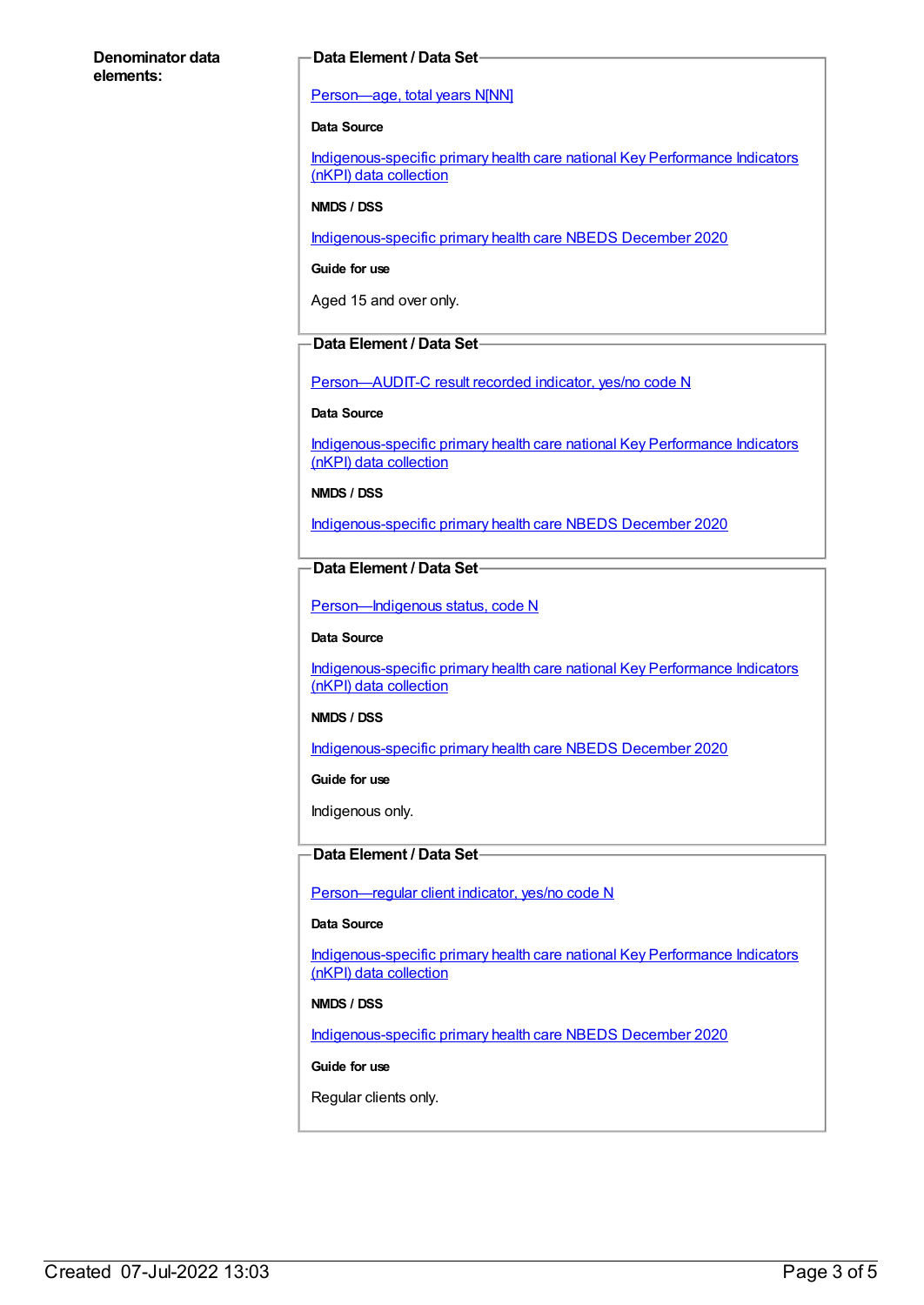**Denominator data elements:**

**Data Element / Data Set**

[Person—age, total years N[NN]]

**Data Source**

Indigenous-specific primary health care national Key Performance Indicators (nKPI) data collection

**NMDS / DSS**

Indigenous-specific primary health care NBEDS December 2020

**Guide for use**

Aged 15 and over only.

**Data Element / Data Set**

Person—AUDIT-C result recorded indicator, yes/no code N

**Data Source**

Indigenous-specific primary health care national Key Performance Indicators (nKPI) data collection

**NMDS / DSS**

Indigenous-specific primary health care NBEDS December 2020

**Data Element / Data Set**

Person—Indigenous status, code N

**Data Source**

Indigenous-specific primary health care national Key Performance Indicators (nKPI) data collection

**NMDS / DSS**

Indigenous-specific primary health care NBEDS December 2020

**Guide for use**

Indigenous only.

**Data Element / Data Set**

Person—regular client indicator, yes/no code N

**Data Source**

Indigenous-specific primary health care national Key Performance Indicators (nKPI) data collection

**NMDS / DSS**

Indigenous-specific primary health care NBEDS December 2020

**Guide for use**

Regular clients only.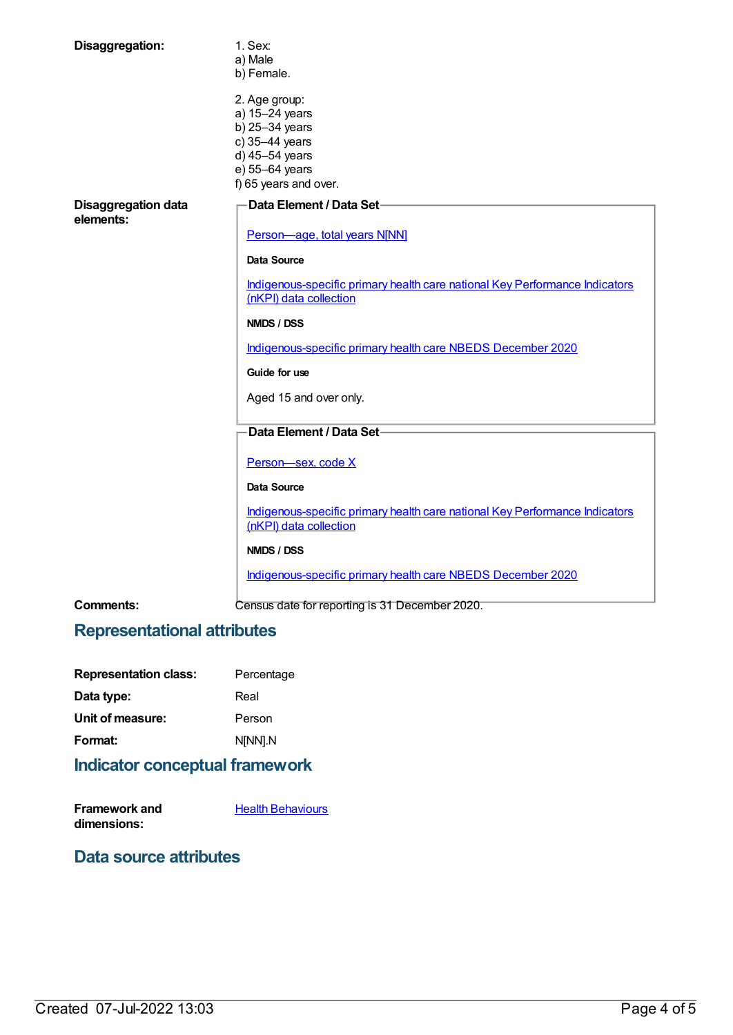**Disaggregation:**

1. Sex:
a) Male
b) Female.

2. Age group:
a) 15–24 years
b) 25–34 years
c) 35–44 years
d) 45–54 years
e) 55–64 years
f) 65 years and over.

**Disaggregation data elements:**

**Data Element / Data Set**

[Person—age, total years N[NN]]

**Data Source**

[Indigenous-specific primary health care national Key Performance Indicators (nKPI) data collection]

**NMDS / DSS**

[Indigenous-specific primary health care NBEDS December 2020]

**Guide for use**

Aged 15 and over only.

**Data Element / Data Set**

[Person—sex, code X]

**Data Source**

[Indigenous-specific primary health care national Key Performance Indicators (nKPI) data collection]

**NMDS / DSS**

[Indigenous-specific primary health care NBEDS December 2020]

**Comments:** Census date for reporting is 31 December 2020.

## Representational attributes

**Representation class:** Percentage

**Data type:** Real

**Unit of measure:** Person

**Format:** N[NN].N

## Indicator conceptual framework

**Framework and dimensions:** [Health Behaviours]

## Data source attributes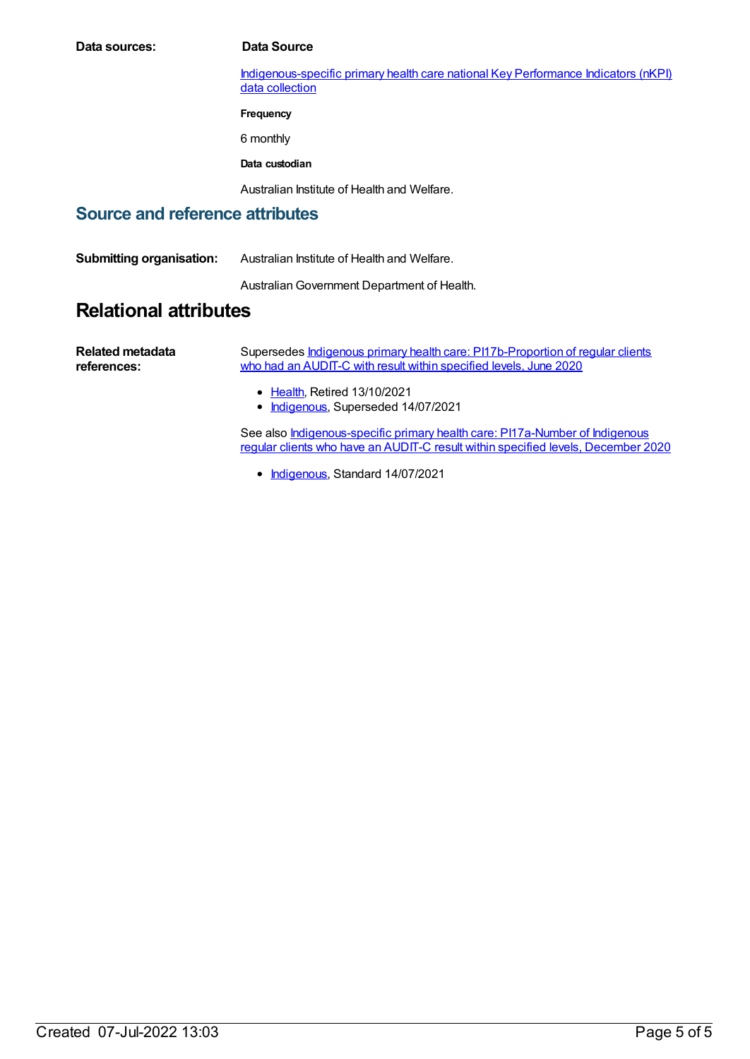**Data sources:**

**Data Source**

Indigenous-specific primary health care national Key Performance Indicators (nKPI) data collection

**Frequency**

6 monthly

**Data custodian**

Australian Institute of Health and Welfare.

## Source and reference attributes

**Submitting organisation:** Australian Institute of Health and Welfare.

Australian Government Department of Health.

# Relational attributes

**Related metadata references:**

Supersedes Indigenous primary health care: PI17b-Proportion of regular clients who had an AUDIT-C with result within specified levels, June 2020

- Health, Retired 13/10/2021
- Indigenous, Superseded 14/07/2021

See also Indigenous-specific primary health care: PI17a-Number of Indigenous regular clients who have an AUDIT-C result within specified levels, December 2020

- Indigenous, Standard 14/07/2021